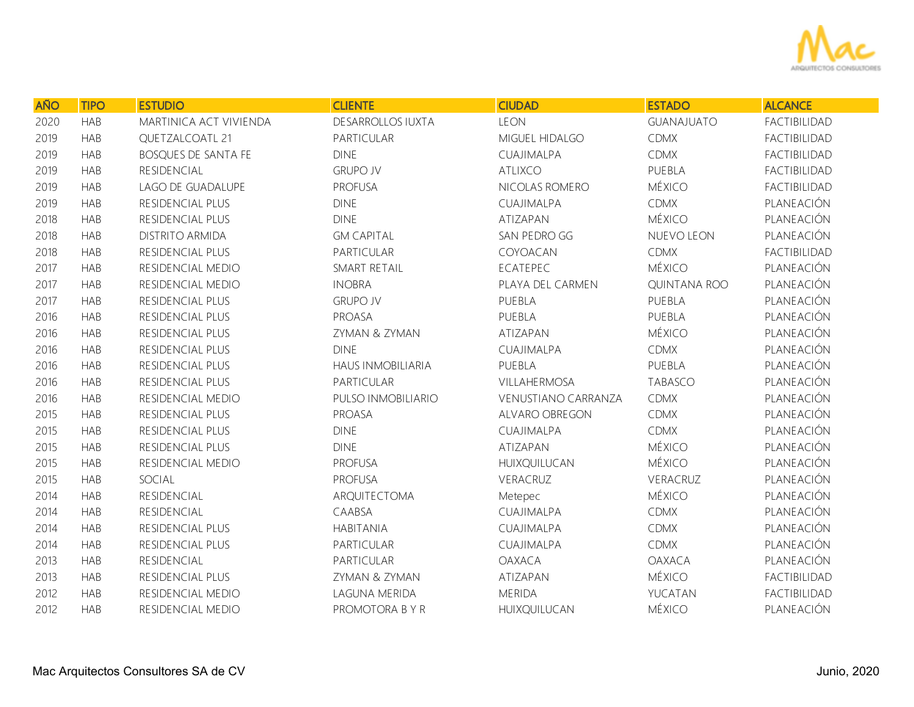| AÑO | TIPO | ESTUDIO | CLIENTE | CIUDAD | ESTADO | ALCANCE |
|---|---|---|---|---|---|---|
| 2020 | HAB | MARTINICA ACT VIVIENDA | DESARROLLOS IUXTA | LEON | GUANAJUATO | FACTIBILIDAD |
| 2019 | HAB | QUETZALCOATL 21 | PARTICULAR | MIGUEL HIDALGO | CDMX | FACTIBILIDAD |
| 2019 | HAB | BOSQUES DE SANTA FE | DINE | CUAJIMALPA | CDMX | FACTIBILIDAD |
| 2019 | HAB | RESIDENCIAL | GRUPO JV | ATLIXCO | PUEBLA | FACTIBILIDAD |
| 2019 | HAB | LAGO DE GUADALUPE | PROFUSA | NICOLAS ROMERO | MÉXICO | FACTIBILIDAD |
| 2019 | HAB | RESIDENCIAL PLUS | DINE | CUAJIMALPA | CDMX | PLANEACIÓN |
| 2018 | HAB | RESIDENCIAL PLUS | DINE | ATIZAPAN | MÉXICO | PLANEACIÓN |
| 2018 | HAB | DISTRITO ARMIDA | GM CAPITAL | SAN PEDRO GG | NUEVO LEON | PLANEACIÓN |
| 2018 | HAB | RESIDENCIAL PLUS | PARTICULAR | COYOACAN | CDMX | FACTIBILIDAD |
| 2017 | HAB | RESIDENCIAL MEDIO | SMART RETAIL | ECATEPEC | MÉXICO | PLANEACIÓN |
| 2017 | HAB | RESIDENCIAL MEDIO | INOBRA | PLAYA DEL CARMEN | QUINTANA ROO | PLANEACIÓN |
| 2017 | HAB | RESIDENCIAL PLUS | GRUPO JV | PUEBLA | PUEBLA | PLANEACIÓN |
| 2016 | HAB | RESIDENCIAL PLUS | PROASA | PUEBLA | PUEBLA | PLANEACIÓN |
| 2016 | HAB | RESIDENCIAL PLUS | ZYMAN & ZYMAN | ATIZAPAN | MÉXICO | PLANEACIÓN |
| 2016 | HAB | RESIDENCIAL PLUS | DINE | CUAJIMALPA | CDMX | PLANEACIÓN |
| 2016 | HAB | RESIDENCIAL PLUS | HAUS INMOBILIARIA | PUEBLA | PUEBLA | PLANEACIÓN |
| 2016 | HAB | RESIDENCIAL PLUS | PARTICULAR | VILLAHERMOSA | TABASCO | PLANEACIÓN |
| 2016 | HAB | RESIDENCIAL MEDIO | PULSO INMOBILIARIO | VENUSTIANO CARRANZA | CDMX | PLANEACIÓN |
| 2015 | HAB | RESIDENCIAL PLUS | PROASA | ALVARO OBREGON | CDMX | PLANEACIÓN |
| 2015 | HAB | RESIDENCIAL PLUS | DINE | CUAJIMALPA | CDMX | PLANEACIÓN |
| 2015 | HAB | RESIDENCIAL PLUS | DINE | ATIZAPAN | MÉXICO | PLANEACIÓN |
| 2015 | HAB | RESIDENCIAL MEDIO | PROFUSA | HUIXQUILUCAN | MÉXICO | PLANEACIÓN |
| 2015 | HAB | SOCIAL | PROFUSA | VERACRUZ | VERACRUZ | PLANEACIÓN |
| 2014 | HAB | RESIDENCIAL | ARQUITECTOMA | Metepec | MÉXICO | PLANEACIÓN |
| 2014 | HAB | RESIDENCIAL | CAABSA | CUAJIMALPA | CDMX | PLANEACIÓN |
| 2014 | HAB | RESIDENCIAL PLUS | HABITANIA | CUAJIMALPA | CDMX | PLANEACIÓN |
| 2014 | HAB | RESIDENCIAL PLUS | PARTICULAR | CUAJIMALPA | CDMX | PLANEACIÓN |
| 2013 | HAB | RESIDENCIAL | PARTICULAR | OAXACA | OAXACA | PLANEACIÓN |
| 2013 | HAB | RESIDENCIAL PLUS | ZYMAN & ZYMAN | ATIZAPAN | MÉXICO | FACTIBILIDAD |
| 2012 | HAB | RESIDENCIAL MEDIO | LAGUNA MERIDA | MERIDA | YUCATAN | FACTIBILIDAD |
| 2012 | HAB | RESIDENCIAL MEDIO | PROMOTORA B Y R | HUIXQUILUCAN | MÉXICO | PLANEACIÓN |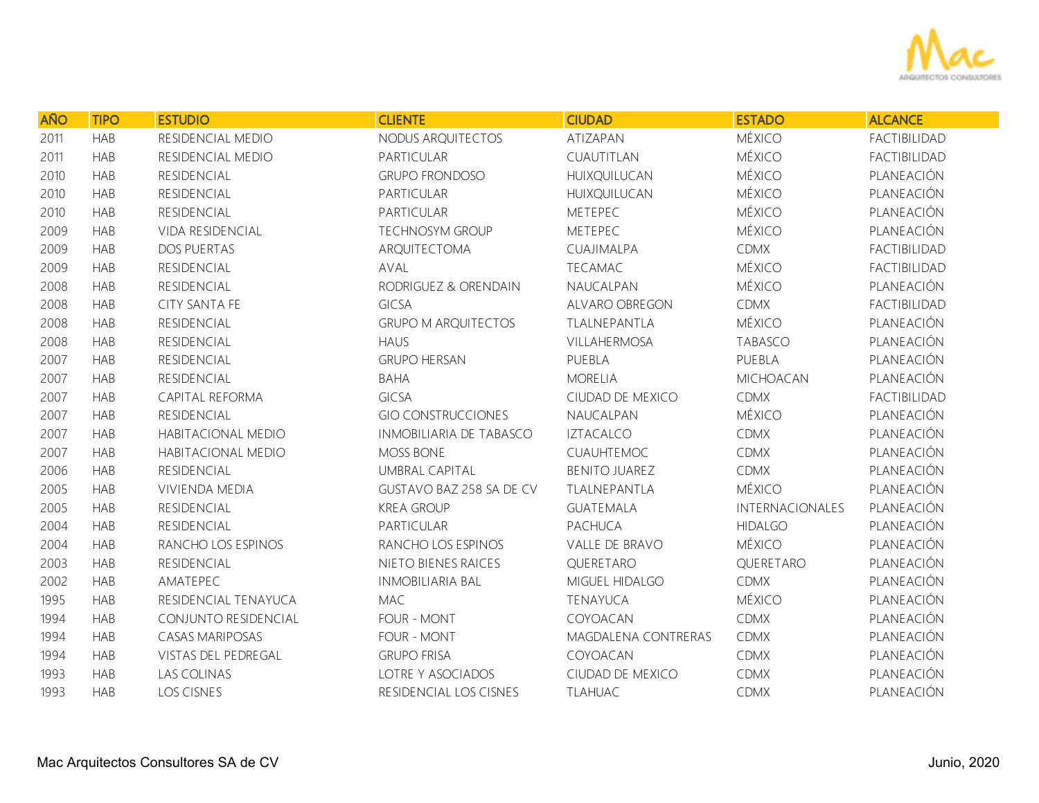| AÑO | TIPO | ESTUDIO | CLIENTE | CIUDAD | ESTADO | ALCANCE |
|---|---|---|---|---|---|---|
| 2011 | HAB | RESIDENCIAL MEDIO | NODUS ARQUITECTOS | ATIZAPAN | MÉXICO | FACTIBILIDAD |
| 2011 | HAB | RESIDENCIAL MEDIO | PARTICULAR | CUAUTITLAN | MÉXICO | FACTIBILIDAD |
| 2010 | HAB | RESIDENCIAL | GRUPO FRONDOSO | HUIXQUILUCAN | MÉXICO | PLANEACIÓN |
| 2010 | HAB | RESIDENCIAL | PARTICULAR | HUIXQUILUCAN | MÉXICO | PLANEACIÓN |
| 2010 | HAB | RESIDENCIAL | PARTICULAR | METEPEC | MÉXICO | PLANEACIÓN |
| 2009 | HAB | VIDA RESIDENCIAL | TECHNOSYM GROUP | METEPEC | MÉXICO | PLANEACIÓN |
| 2009 | HAB | DOS PUERTAS | ARQUITECTOMA | CUAJIMALPA | CDMX | FACTIBILIDAD |
| 2009 | HAB | RESIDENCIAL | AVAL | TECAMAC | MÉXICO | FACTIBILIDAD |
| 2008 | HAB | RESIDENCIAL | RODRIGUEZ & ORENDAIN | NAUCALPAN | MÉXICO | PLANEACIÓN |
| 2008 | HAB | CITY SANTA FE | GICSA | ALVARO OBREGON | CDMX | FACTIBILIDAD |
| 2008 | HAB | RESIDENCIAL | GRUPO M ARQUITECTOS | TLALNEPANTLA | MÉXICO | PLANEACIÓN |
| 2008 | HAB | RESIDENCIAL | HAUS | VILLAHERMOSA | TABASCO | PLANEACIÓN |
| 2007 | HAB | RESIDENCIAL | GRUPO HERSAN | PUEBLA | PUEBLA | PLANEACIÓN |
| 2007 | HAB | RESIDENCIAL | BAHA | MORELIA | MICHOACAN | PLANEACIÓN |
| 2007 | HAB | CAPITAL REFORMA | GICSA | CIUDAD DE MEXICO | CDMX | FACTIBILIDAD |
| 2007 | HAB | RESIDENCIAL | GIO CONSTRUCCIONES | NAUCALPAN | MÉXICO | PLANEACIÓN |
| 2007 | HAB | HABITACIONAL MEDIO | INMOBILIARIA DE TABASCO | IZTACALCO | CDMX | PLANEACIÓN |
| 2007 | HAB | HABITACIONAL MEDIO | MOSS BONE | CUAUHTEMOC | CDMX | PLANEACIÓN |
| 2006 | HAB | RESIDENCIAL | UMBRAL CAPITAL | BENITO JUAREZ | CDMX | PLANEACIÓN |
| 2005 | HAB | VIVIENDA MEDIA | GUSTAVO BAZ 258 SA DE CV | TLALNEPANTLA | MÉXICO | PLANEACIÓN |
| 2005 | HAB | RESIDENCIAL | KREA GROUP | GUATEMALA | INTERNACIONALES | PLANEACIÓN |
| 2004 | HAB | RESIDENCIAL | PARTICULAR | PACHUCA | HIDALGO | PLANEACIÓN |
| 2004 | HAB | RANCHO LOS ESPINOS | RANCHO LOS ESPINOS | VALLE DE BRAVO | MÉXICO | PLANEACIÓN |
| 2003 | HAB | RESIDENCIAL | NIETO BIENES RAICES | QUERETARO | QUERETARO | PLANEACIÓN |
| 2002 | HAB | AMATEPEC | INMOBILIARIA BAL | MIGUEL HIDALGO | CDMX | PLANEACIÓN |
| 1995 | HAB | RESIDENCIAL TENAYUCA | MAC | TENAYUCA | MÉXICO | PLANEACIÓN |
| 1994 | HAB | CONJUNTO RESIDENCIAL | FOUR - MONT | COYOACAN | CDMX | PLANEACIÓN |
| 1994 | HAB | CASAS MARIPOSAS | FOUR - MONT | MAGDALENA CONTRERAS | CDMX | PLANEACIÓN |
| 1994 | HAB | VISTAS DEL PEDREGAL | GRUPO FRISA | COYOACAN | CDMX | PLANEACIÓN |
| 1993 | HAB | LAS COLINAS | LOTRE Y ASOCIADOS | CIUDAD DE MEXICO | CDMX | PLANEACIÓN |
| 1993 | HAB | LOS CISNES | RESIDENCIAL LOS CISNES | TLAHUAC | CDMX | PLANEACIÓN |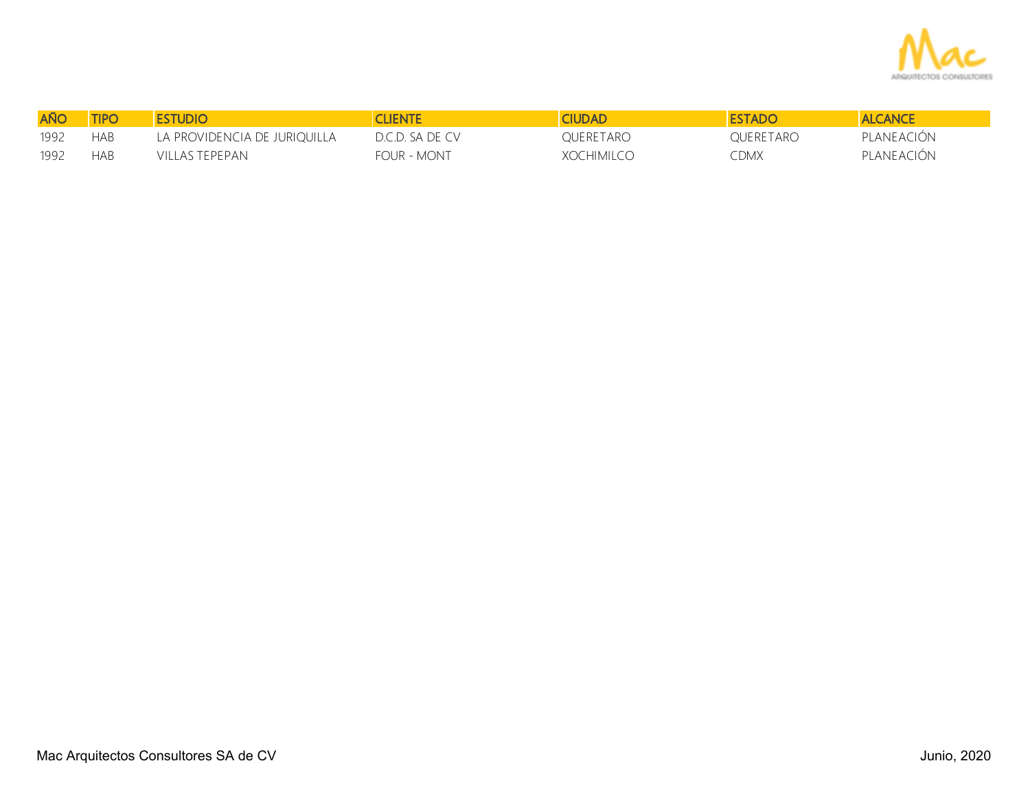| AÑO | TIPO | ESTUDIO | CLIENTE | CIUDAD | ESTADO | ALCANCE |
|---|---|---|---|---|---|---|
| 1992 | HAB | LA PROVIDENCIA DE JURIQUILLA | D.C.D. SA DE CV | QUERETARO | QUERETARO | PLANEACIÓN |
| 1992 | HAB | VILLAS TEPEPAN | FOUR - MONT | XOCHIMILCO | CDMX | PLANEACIÓN |